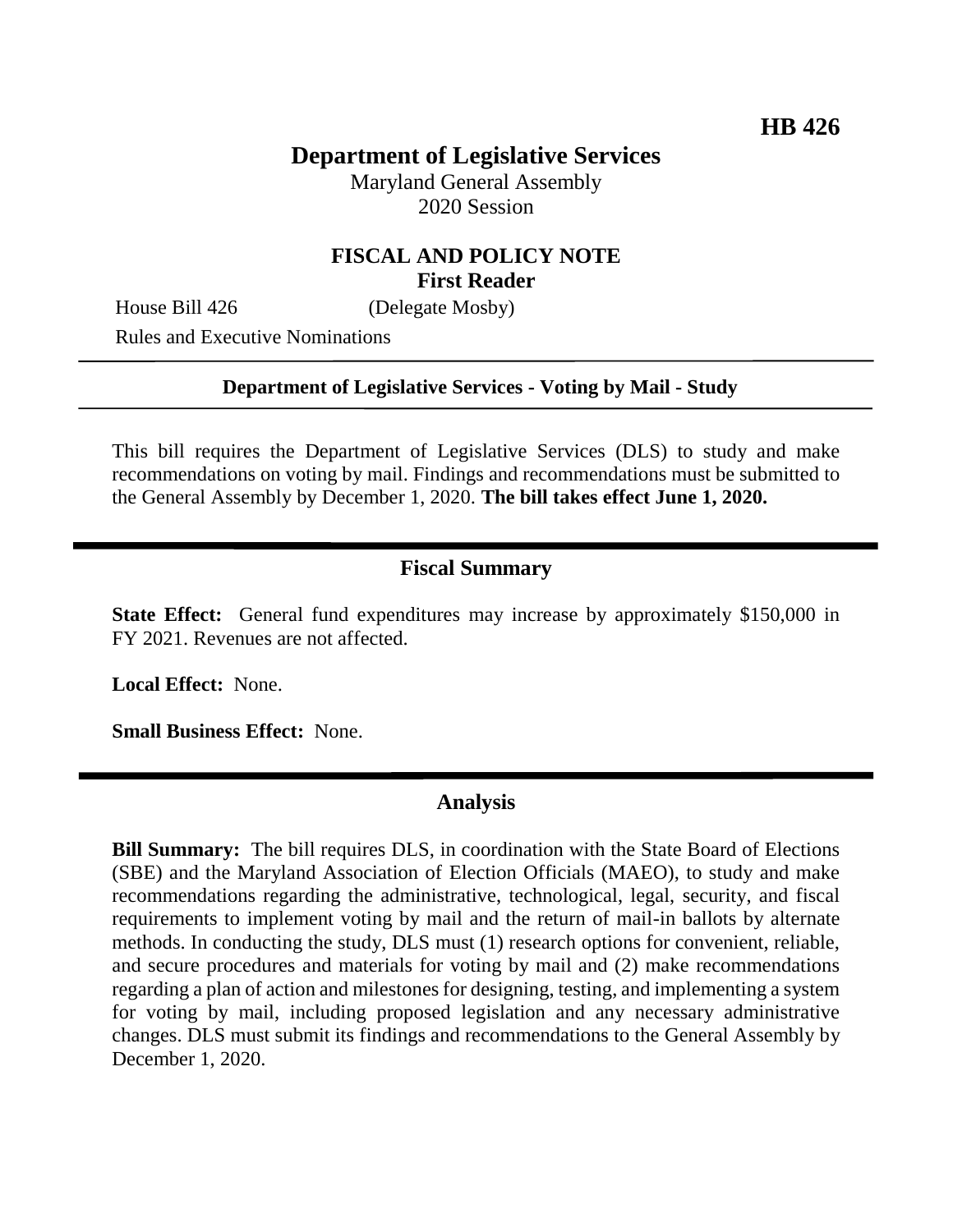**HB 426**

# Department of Legislative Services

Maryland General Assembly
2020 Session

## FISCAL AND POLICY NOTE
**First Reader**

House Bill 426 (Delegate Mosby)

Rules and Executive Nominations

---

**Department of Legislative Services - Voting by Mail - Study**

---

This bill requires the Department of Legislative Services (DLS) to study and make recommendations on voting by mail. Findings and recommendations must be submitted to the General Assembly by December 1, 2020. **The bill takes effect June 1, 2020.**

---

## Fiscal Summary

**State Effect:** General fund expenditures may increase by approximately $150,000 in FY 2021. Revenues are not affected.

**Local Effect:** None.

**Small Business Effect:** None.

---

## Analysis

**Bill Summary:** The bill requires DLS, in coordination with the State Board of Elections (SBE) and the Maryland Association of Election Officials (MAEO), to study and make recommendations regarding the administrative, technological, legal, security, and fiscal requirements to implement voting by mail and the return of mail-in ballots by alternate methods. In conducting the study, DLS must (1) research options for convenient, reliable, and secure procedures and materials for voting by mail and (2) make recommendations regarding a plan of action and milestones for designing, testing, and implementing a system for voting by mail, including proposed legislation and any necessary administrative changes. DLS must submit its findings and recommendations to the General Assembly by December 1, 2020.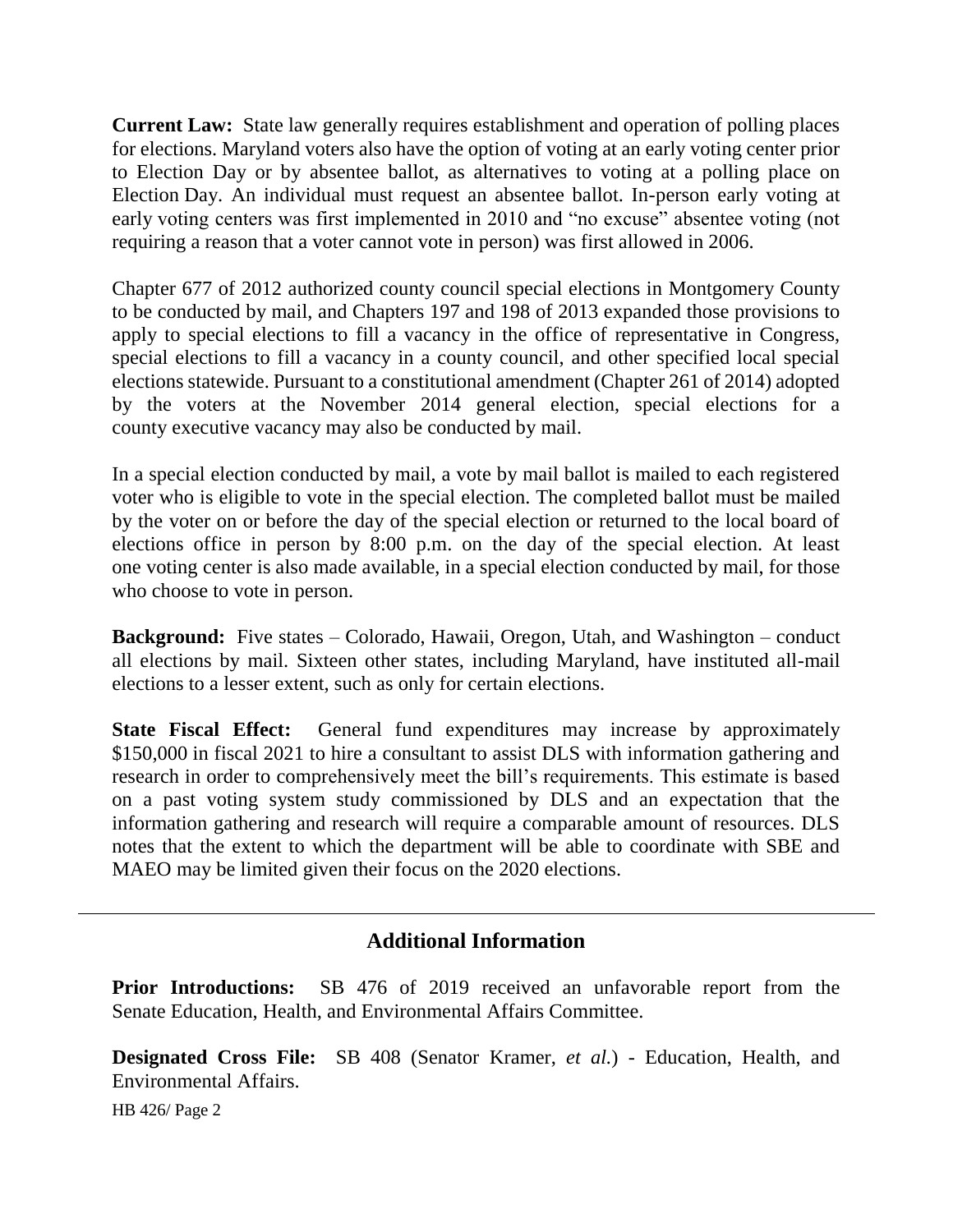**Current Law:** State law generally requires establishment and operation of polling places for elections. Maryland voters also have the option of voting at an early voting center prior to Election Day or by absentee ballot, as alternatives to voting at a polling place on Election Day. An individual must request an absentee ballot. In-person early voting at early voting centers was first implemented in 2010 and "no excuse" absentee voting (not requiring a reason that a voter cannot vote in person) was first allowed in 2006.

Chapter 677 of 2012 authorized county council special elections in Montgomery County to be conducted by mail, and Chapters 197 and 198 of 2013 expanded those provisions to apply to special elections to fill a vacancy in the office of representative in Congress, special elections to fill a vacancy in a county council, and other specified local special elections statewide. Pursuant to a constitutional amendment (Chapter 261 of 2014) adopted by the voters at the November 2014 general election, special elections for a county executive vacancy may also be conducted by mail.

In a special election conducted by mail, a vote by mail ballot is mailed to each registered voter who is eligible to vote in the special election. The completed ballot must be mailed by the voter on or before the day of the special election or returned to the local board of elections office in person by 8:00 p.m. on the day of the special election. At least one voting center is also made available, in a special election conducted by mail, for those who choose to vote in person.

**Background:** Five states – Colorado, Hawaii, Oregon, Utah, and Washington – conduct all elections by mail. Sixteen other states, including Maryland, have instituted all-mail elections to a lesser extent, such as only for certain elections.

**State Fiscal Effect:** General fund expenditures may increase by approximately \$150,000 in fiscal 2021 to hire a consultant to assist DLS with information gathering and research in order to comprehensively meet the bill's requirements. This estimate is based on a past voting system study commissioned by DLS and an expectation that the information gathering and research will require a comparable amount of resources. DLS notes that the extent to which the department will be able to coordinate with SBE and MAEO may be limited given their focus on the 2020 elections.

---

## Additional Information

**Prior Introductions:** SB 476 of 2019 received an unfavorable report from the Senate Education, Health, and Environmental Affairs Committee.

**Designated Cross File:** SB 408 (Senator Kramer, *et al.*) - Education, Health, and Environmental Affairs.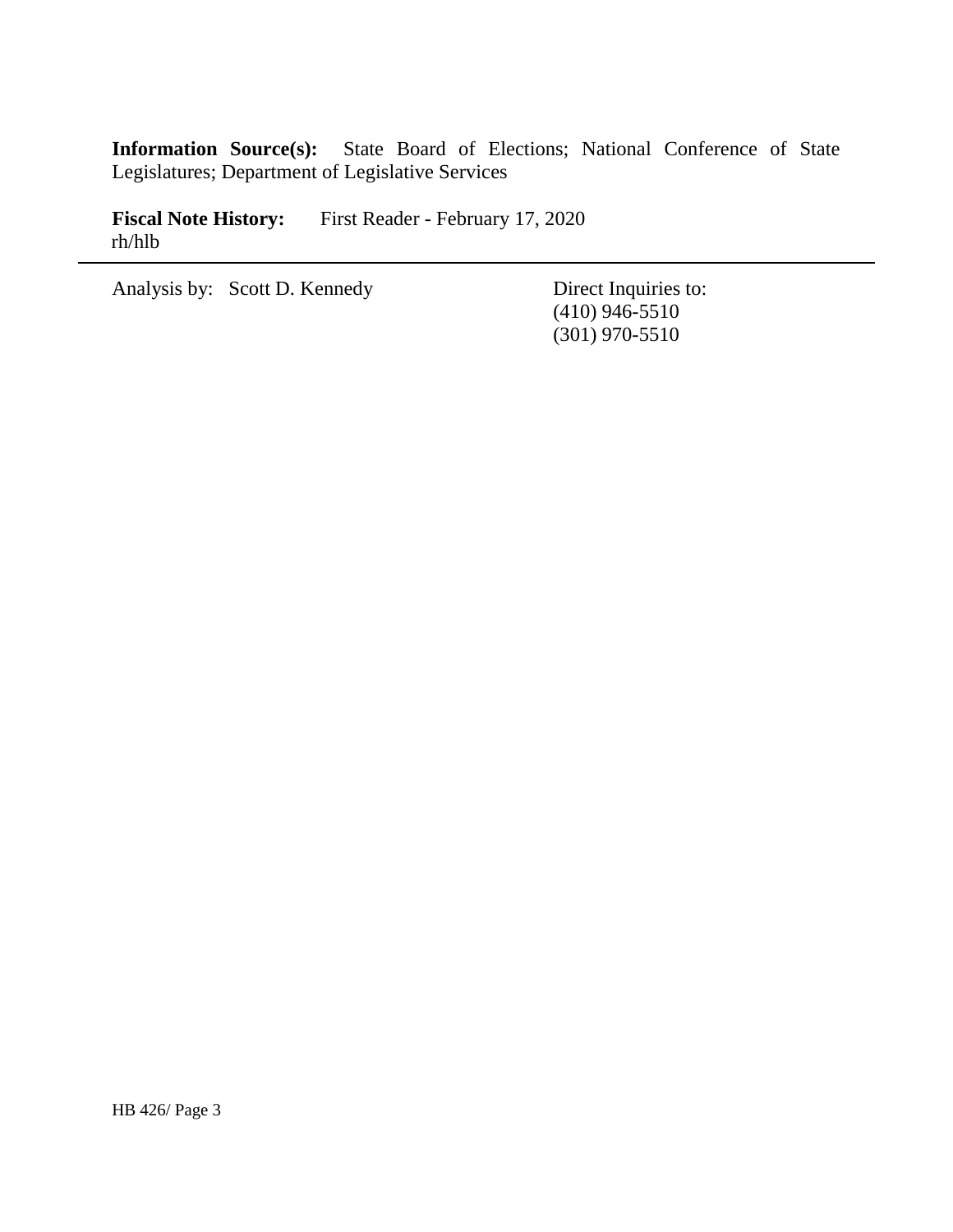**Information Source(s):** State Board of Elections; National Conference of State Legislatures; Department of Legislative Services

**Fiscal Note History:** First Reader - February 17, 2020
rh/hlb

---

Analysis by: Scott D. Kennedy

Direct Inquiries to:
(410) 946-5510
(301) 970-5510